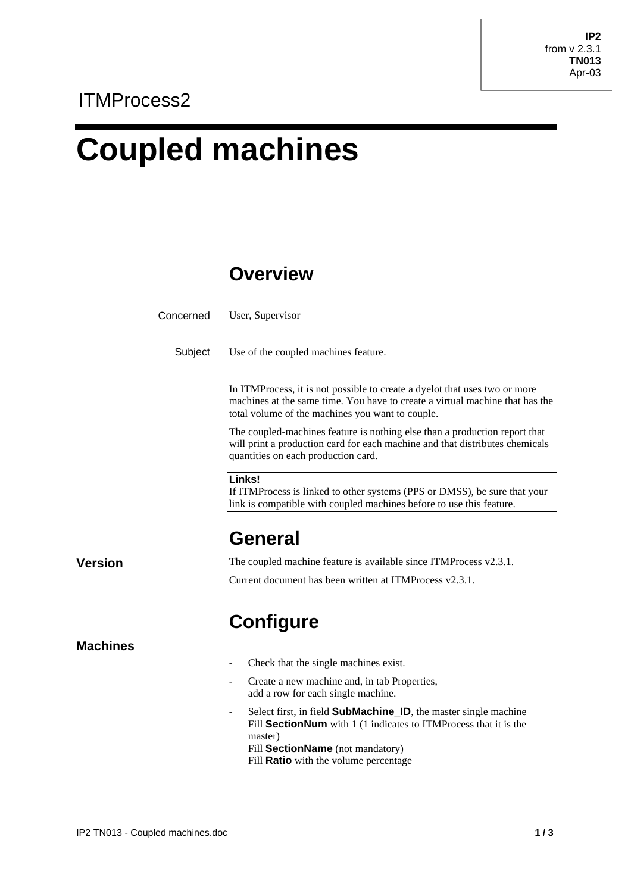IP2
from v 2.3.1
**TN013**
Apr-03

ITMProcess2

# Coupled machines

## Overview

Concerned: User, Supervisor

Subject: Use of the coupled machines feature.

In ITMProcess, it is not possible to create a dyelot that uses two or more machines at the same time. You have to create a virtual machine that has the total volume of the machines you want to couple.

The coupled-machines feature is nothing else than a production report that will print a production card for each machine and that distributes chemicals quantities on each production card.

**Links!**
If ITMProcess is linked to other systems (PPS or DMSS), be sure that your link is compatible with coupled machines before to use this feature.

## General

### Version

The coupled machine feature is available since ITMProcess v2.3.1.

Current document has been written at ITMProcess v2.3.1.

## Configure

### Machines

- Check that the single machines exist.
- Create a new machine and, in tab Properties, add a row for each single machine.
- Select first, in field **SubMachine_ID**, the master single machine
  Fill **SectionNum** with 1 (1 indicates to ITMProcess that it is the master)
  Fill **SectionName** (not mandatory)
  Fill **Ratio** with the volume percentage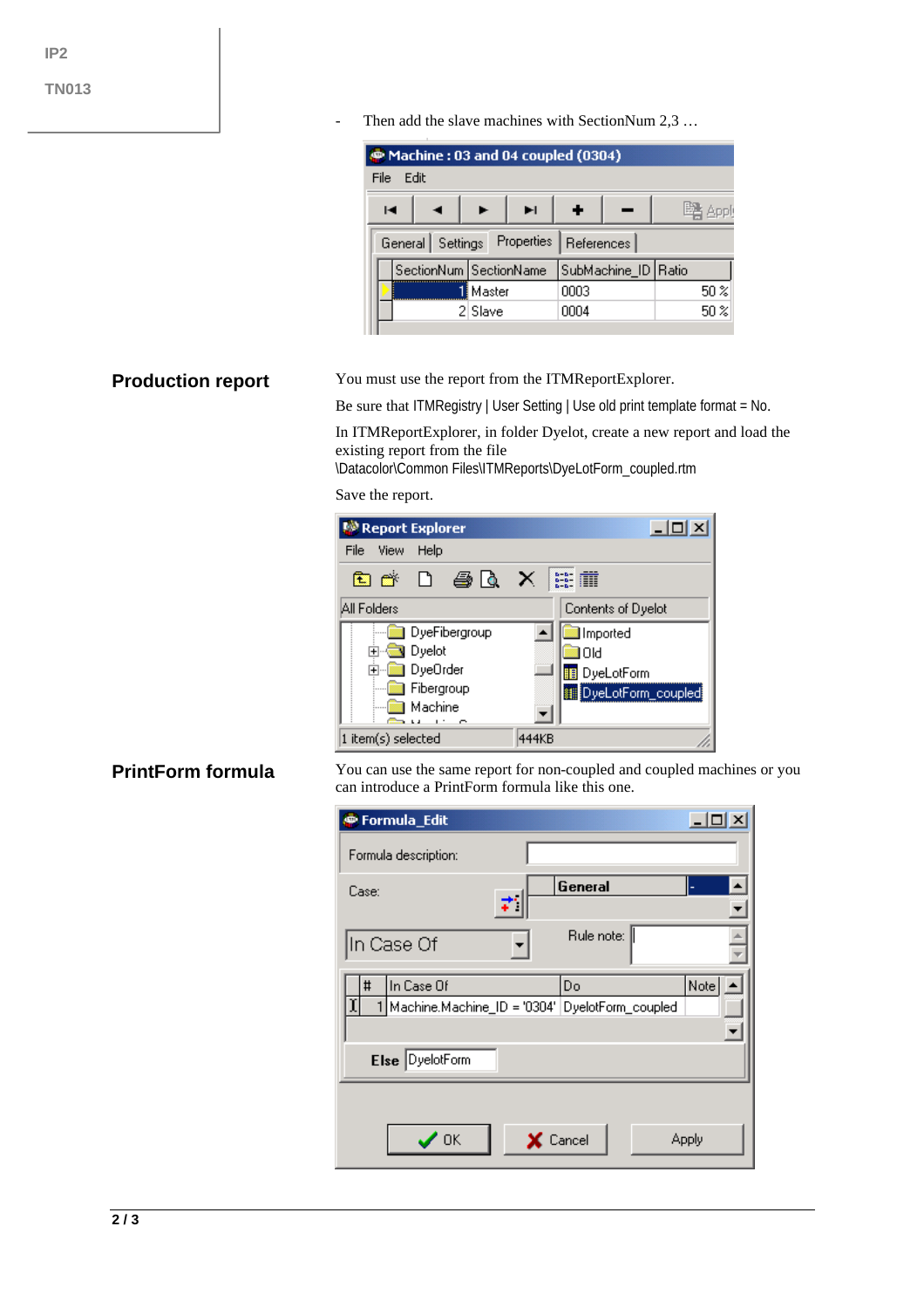- Then add the slave machines with SectionNum 2,3 …

## Production report

You must use the report from the ITMReportExplorer.

Be sure that ITMRegistry | User Setting | Use old print template format = No.

In ITMReportExplorer, in folder Dyelot, create a new report and load the existing report from the file \Datacolor\Common Files\ITMReports\DyeLotForm_coupled.rtm

Save the report.

## PrintForm formula

You can use the same report for non-coupled and coupled machines or you can introduce a PrintForm formula like this one.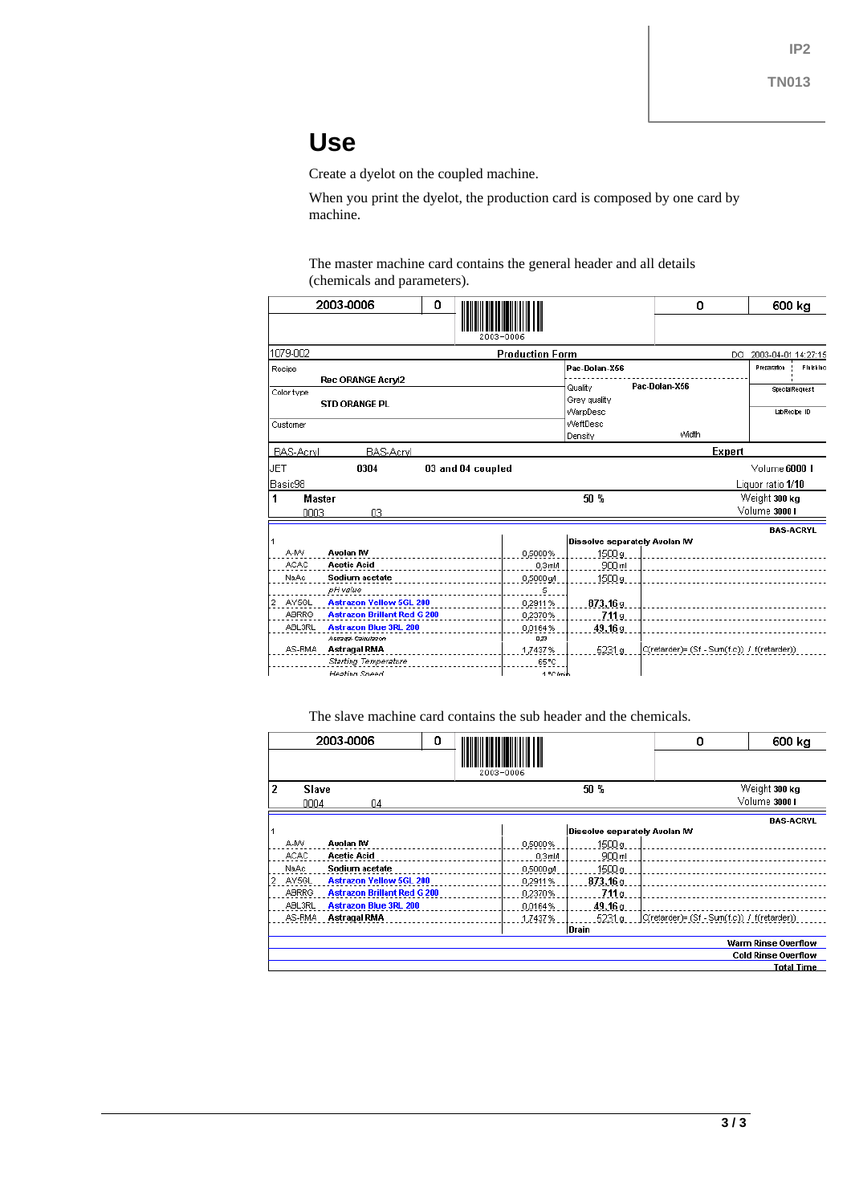# Use

Create a dyelot on the coupled machine.

When you print the dyelot, the production card is composed by one card by machine.

The master machine card contains the general header and all details (chemicals and parameters).

| | | | | | |
|---|---|---|---|---|---|
| 2003-0006 | 0 | 2003-0006 | | 0 | 600 kg |
| 1079-002 | | Production Form | | DC | 2003-04-01 14:27:15 |
| Recipe | Rec ORANGE Acryl2 | Pac-Dolan-X56 | | Preparation | Finishing |
| Color type | STD ORANGE PL | Quality | Pac-Dolan-X56 | SpecialRequest | |
| | | Grey quality | | | |
| | | WarpDesc | | LabRecipe ID | |
| Customer | | WeftDesc | | | |
| | | Density | Width | | |
| BAS-Acryl | BAS-Acryl | | | Expert | |
| JET | 0304 | 03 and 04 coupled | | Volume 6000 l | |
| Basic98 | | | | Liquor ratio 1/10 | |
| 1 | Master | 50 % | | Weight 300 kg | |
| 0003 | 03 | | | Volume 3000 l | |

| | | | | | |
|---|---|---|---|---|---|
| | | | | | BAS-ACRYL |
| 1 | | | | Dissolve separately Avolan IW | |
| A-IW | Avolan IW | 0,5000% | 1500 g | | |
| ACAC | Acetic Acid | 0,3ml/l | 900 ml | | |
| NaAc | Sodium acetate | 0,5000g/l | 1500 g | | |
| | *pH value* | 5 | | | |
| 2 AY5GL | Astrazon Yellow 5GL 200 | 0,2911% | 873,16 g | | |
| ABRRG | Astrazon Brillant Red G 200 | 0,2370% | 711 g | | |
| ABL3RL | Astrazon Blue 3RL 200 | 0,0164% | 49,16 g | | |
| | *Astragal Calculation* | 0,33 | | | |
| AS-RMA | Astragal RMA | 1,7437% | 5231 g | C(retarder)= (Sf - Sum(f.c)) / f(retarder)) | |
| | *Starting Temperature* | 65°C | | | |
| | *Heating Speed* | 1 °C/min | | | |

The slave machine card contains the sub header and the chemicals.

| | | | | | |
|---|---|---|---|---|---|
| 2003-0006 | 0 | 2003-0006 | | 0 | 600 kg |
| 2 | Slave | 50 % | | Weight 300 kg | |
| 0004 | 04 | | | Volume 3000 l | |

| | | | | | |
|---|---|---|---|---|---|
| | | | | | BAS-ACRYL |
| 1 | | | | Dissolve separately Avolan IW | |
| A-IW | Avolan IW | 0,5000% | 1500 g | | |
| ACAC | Acetic Acid | 0,3ml/l | 900 ml | | |
| NaAc | Sodium acetate | 0,5000g/l | 1500 g | | |
| 2 AY5GL | Astrazon Yellow 5GL 200 | 0,2911% | 873,16 g | | |
| ABRRG | Astrazon Brillant Red G 200 | 0,2370% | 711 g | | |
| ABL3RL | Astrazon Blue 3RL 200 | 0,0164% | 49,16 g | | |
| AS-RMA | Astragal RMA | 1,7437% | 5231 g | C(retarder)= (Sf - Sum(f.c)) / f(retarder)) | |
| | | | Drain | | |
| | | | | | Warm Rinse Overflow |
| | | | | | Cold Rinse Overflow |
| | | | | | Total Time |